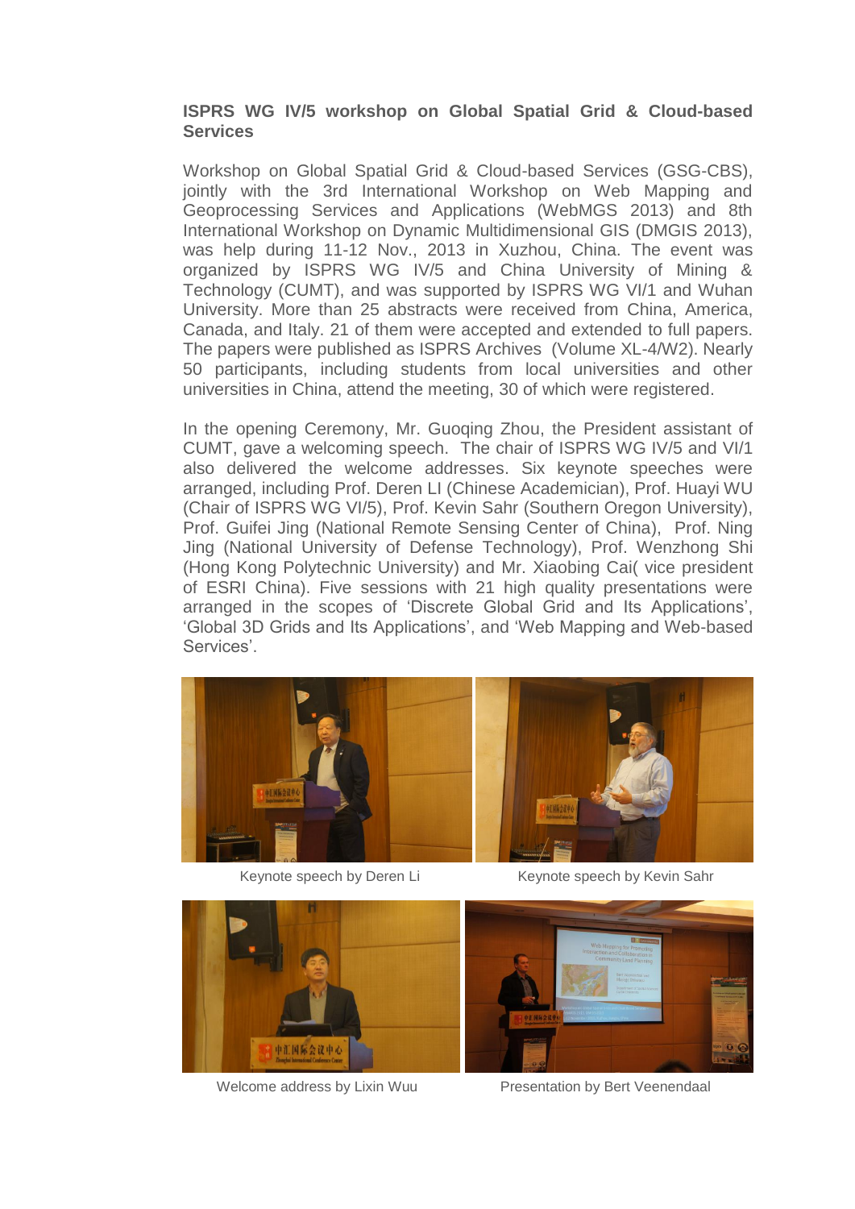**ISPRS WG IV/5 workshop on Global Spatial Grid & Cloud-based Services**

Workshop on Global Spatial Grid & Cloud-based Services (GSG-CBS), jointly with the 3rd International Workshop on Web Mapping and Geoprocessing Services and Applications (WebMGS 2013) and 8th International Workshop on Dynamic Multidimensional GIS (DMGIS 2013), was help during 11-12 Nov., 2013 in Xuzhou, China. The event was organized by ISPRS WG IV/5 and China University of Mining & Technology (CUMT), and was supported by ISPRS WG VI/1 and Wuhan University. More than 25 abstracts were received from China, America, Canada, and Italy. 21 of them were accepted and extended to full papers. The papers were published as ISPRS Archives (Volume XL-4/W2). Nearly 50 participants, including students from local universities and other universities in China, attend the meeting, 30 of which were registered.

In the opening Ceremony, Mr. Guoqing Zhou, the President assistant of CUMT, gave a welcoming speech. The chair of ISPRS WG IV/5 and VI/1 also delivered the welcome addresses. Six keynote speeches were arranged, including Prof. Deren LI (Chinese Academician), Prof. Huayi WU (Chair of ISPRS WG VI/5), Prof. Kevin Sahr (Southern Oregon University), Prof. Guifei Jing (National Remote Sensing Center of China), Prof. Ning Jing (National University of Defense Technology), Prof. Wenzhong Shi (Hong Kong Polytechnic University) and Mr. Xiaobing Cai( vice president of ESRI China). Five sessions with 21 high quality presentations were arranged in the scopes of 'Discrete Global Grid and Its Applications', 'Global 3D Grids and Its Applications', and 'Web Mapping and Web-based Services'.

Keynote speech by Deren Li

Keynote speech by Kevin Sahr

Welcome address by Lixin Wuu

Presentation by Bert Veenendaal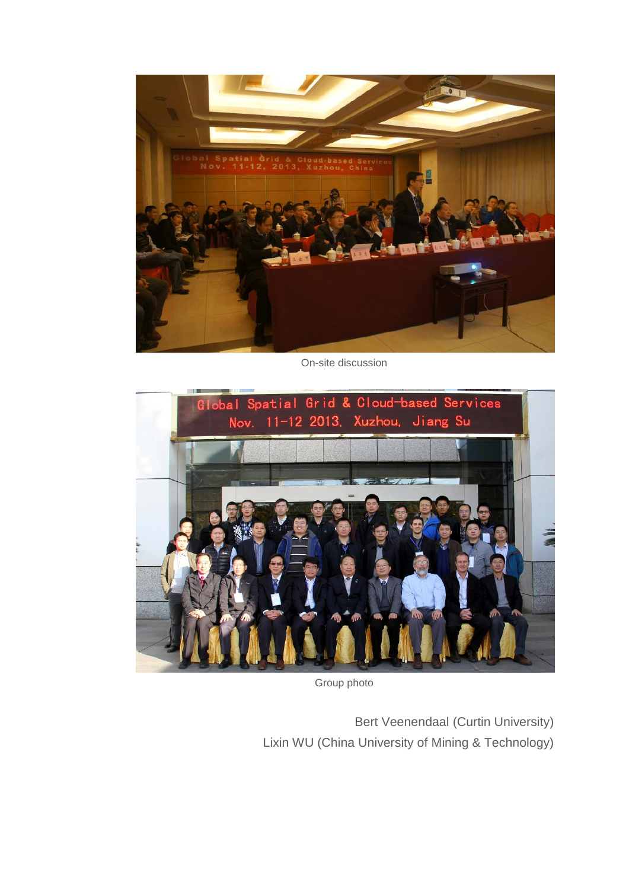On-site discussion

Group photo

Bert Veenendaal (Curtin University)
Lixin WU (China University of Mining & Technology)